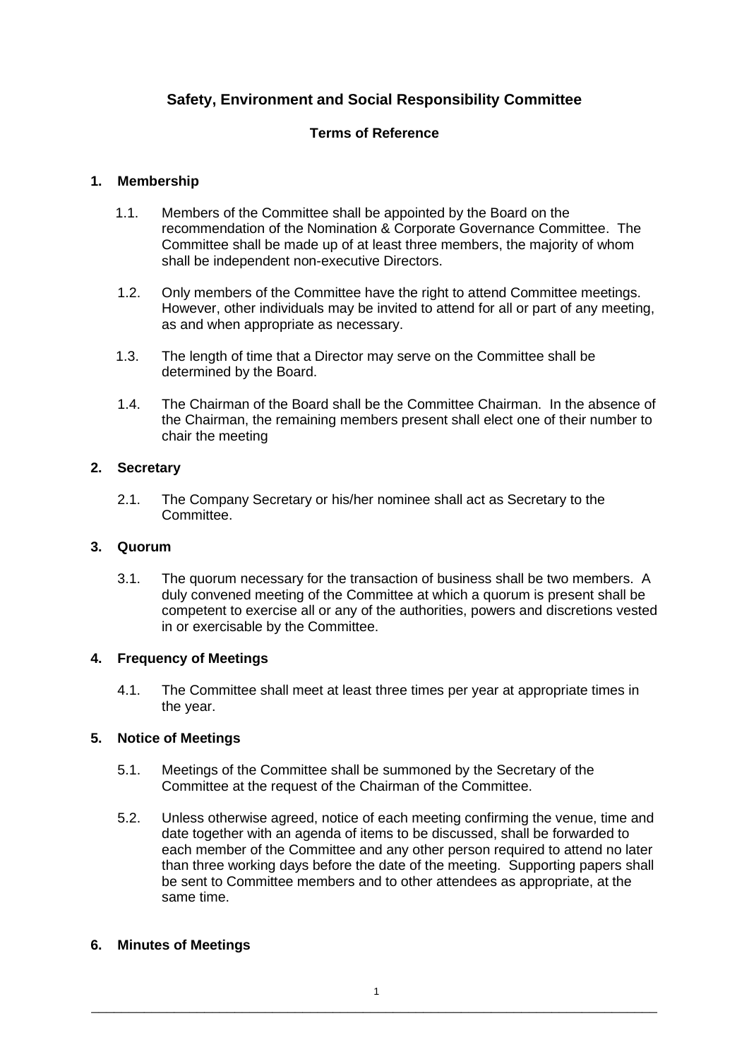# Safety, Environment and Social Responsibility Committee

## Terms of Reference

### 1. Membership

1.1. Members of the Committee shall be appointed by the Board on the recommendation of the Nomination & Corporate Governance Committee. The Committee shall be made up of at least three members, the majority of whom shall be independent non-executive Directors.

1.2. Only members of the Committee have the right to attend Committee meetings. However, other individuals may be invited to attend for all or part of any meeting, as and when appropriate as necessary.

1.3. The length of time that a Director may serve on the Committee shall be determined by the Board.

1.4. The Chairman of the Board shall be the Committee Chairman. In the absence of the Chairman, the remaining members present shall elect one of their number to chair the meeting

### 2. Secretary

2.1. The Company Secretary or his/her nominee shall act as Secretary to the Committee.

### 3. Quorum

3.1. The quorum necessary for the transaction of business shall be two members. A duly convened meeting of the Committee at which a quorum is present shall be competent to exercise all or any of the authorities, powers and discretions vested in or exercisable by the Committee.

### 4. Frequency of Meetings

4.1. The Committee shall meet at least three times per year at appropriate times in the year.

### 5. Notice of Meetings

5.1. Meetings of the Committee shall be summoned by the Secretary of the Committee at the request of the Chairman of the Committee.

5.2. Unless otherwise agreed, notice of each meeting confirming the venue, time and date together with an agenda of items to be discussed, shall be forwarded to each member of the Committee and any other person required to attend no later than three working days before the date of the meeting. Supporting papers shall be sent to Committee members and to other attendees as appropriate, at the same time.

### 6. Minutes of Meetings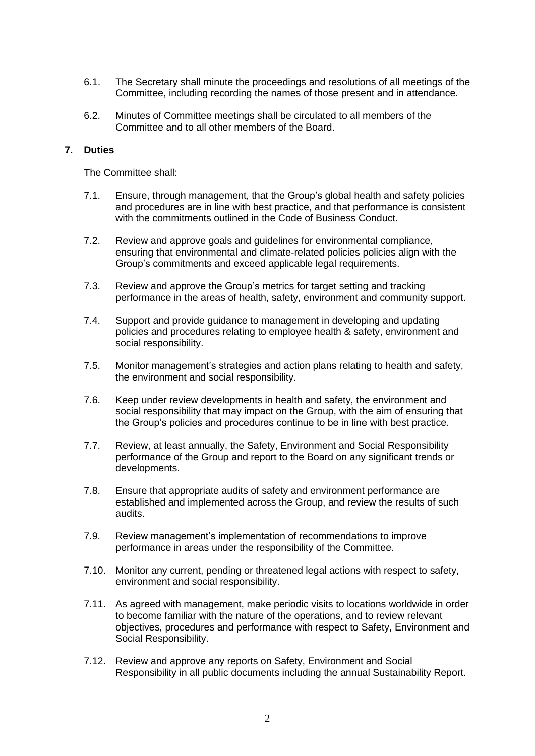6.1. The Secretary shall minute the proceedings and resolutions of all meetings of the Committee, including recording the names of those present and in attendance.

6.2. Minutes of Committee meetings shall be circulated to all members of the Committee and to all other members of the Board.

## 7. Duties

The Committee shall:

7.1. Ensure, through management, that the Group's global health and safety policies and procedures are in line with best practice, and that performance is consistent with the commitments outlined in the Code of Business Conduct.

7.2. Review and approve goals and guidelines for environmental compliance, ensuring that environmental and climate-related policies policies align with the Group's commitments and exceed applicable legal requirements.

7.3. Review and approve the Group's metrics for target setting and tracking performance in the areas of health, safety, environment and community support.

7.4. Support and provide guidance to management in developing and updating policies and procedures relating to employee health & safety, environment and social responsibility.

7.5. Monitor management's strategies and action plans relating to health and safety, the environment and social responsibility.

7.6. Keep under review developments in health and safety, the environment and social responsibility that may impact on the Group, with the aim of ensuring that the Group's policies and procedures continue to be in line with best practice.

7.7. Review, at least annually, the Safety, Environment and Social Responsibility performance of the Group and report to the Board on any significant trends or developments.

7.8. Ensure that appropriate audits of safety and environment performance are established and implemented across the Group, and review the results of such audits.

7.9. Review management's implementation of recommendations to improve performance in areas under the responsibility of the Committee.

7.10. Monitor any current, pending or threatened legal actions with respect to safety, environment and social responsibility.

7.11. As agreed with management, make periodic visits to locations worldwide in order to become familiar with the nature of the operations, and to review relevant objectives, procedures and performance with respect to Safety, Environment and Social Responsibility.

7.12. Review and approve any reports on Safety, Environment and Social Responsibility in all public documents including the annual Sustainability Report.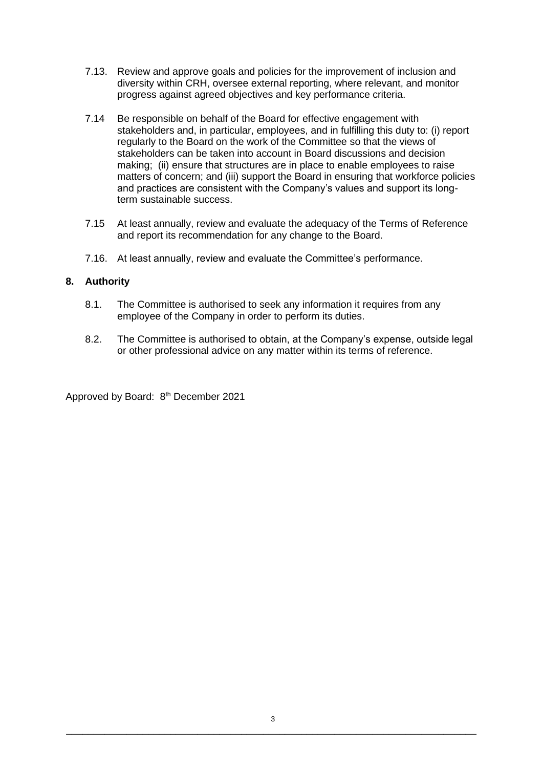7.13. Review and approve goals and policies for the improvement of inclusion and diversity within CRH, oversee external reporting, where relevant, and monitor progress against agreed objectives and key performance criteria.

7.14 Be responsible on behalf of the Board for effective engagement with stakeholders and, in particular, employees, and in fulfilling this duty to: (i) report regularly to the Board on the work of the Committee so that the views of stakeholders can be taken into account in Board discussions and decision making; (ii) ensure that structures are in place to enable employees to raise matters of concern; and (iii) support the Board in ensuring that workforce policies and practices are consistent with the Company's values and support its long-term sustainable success.

7.15 At least annually, review and evaluate the adequacy of the Terms of Reference and report its recommendation for any change to the Board.

7.16. At least annually, review and evaluate the Committee's performance.

## 8. Authority

8.1. The Committee is authorised to seek any information it requires from any employee of the Company in order to perform its duties.

8.2. The Committee is authorised to obtain, at the Company's expense, outside legal or other professional advice on any matter within its terms of reference.

Approved by Board: 8th December 2021